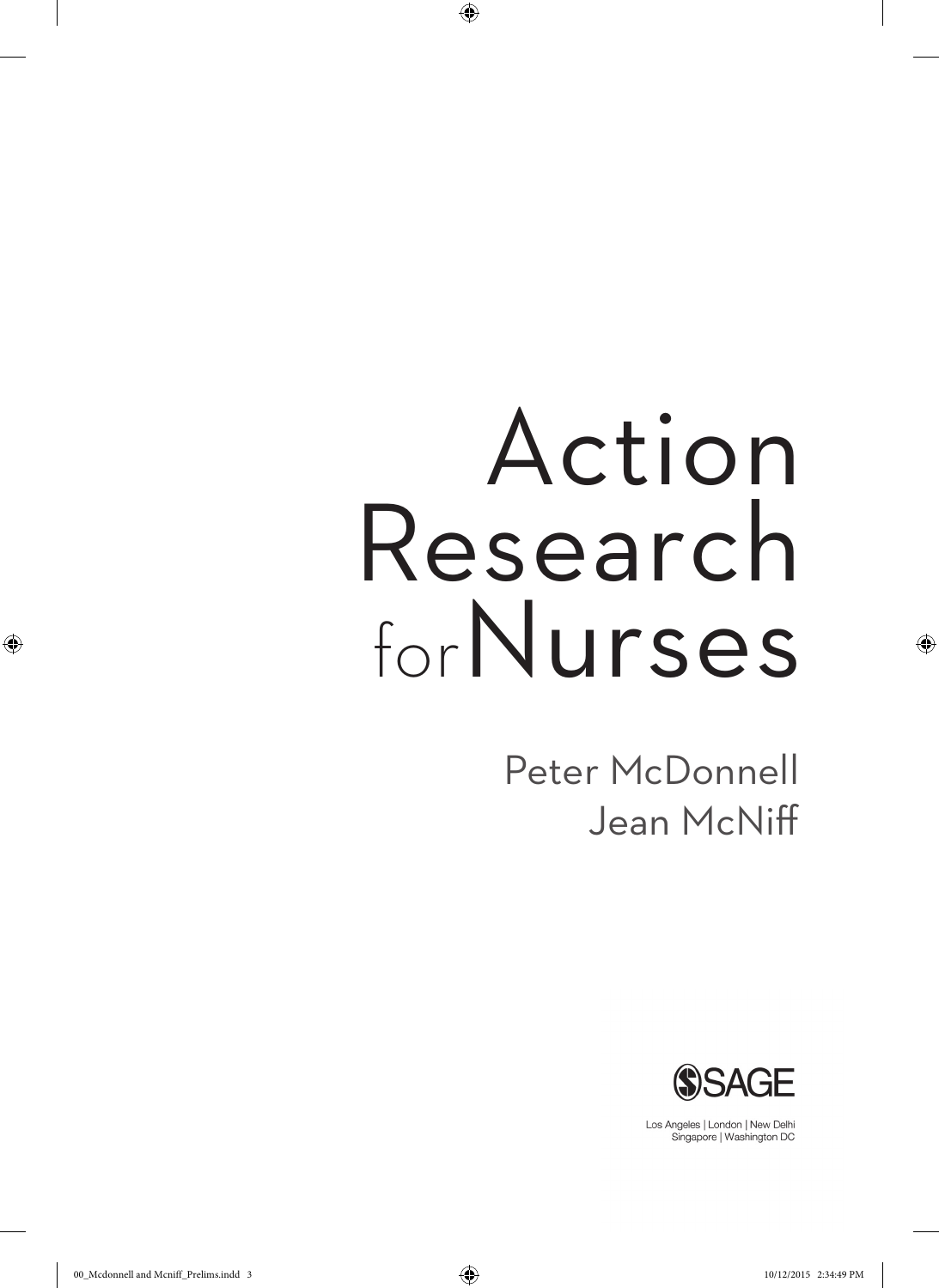# Action Research for Nurses

Peter McDonnell
Jean McNiff

SAGE

Los Angeles | London | New Delhi
Singapore | Washington DC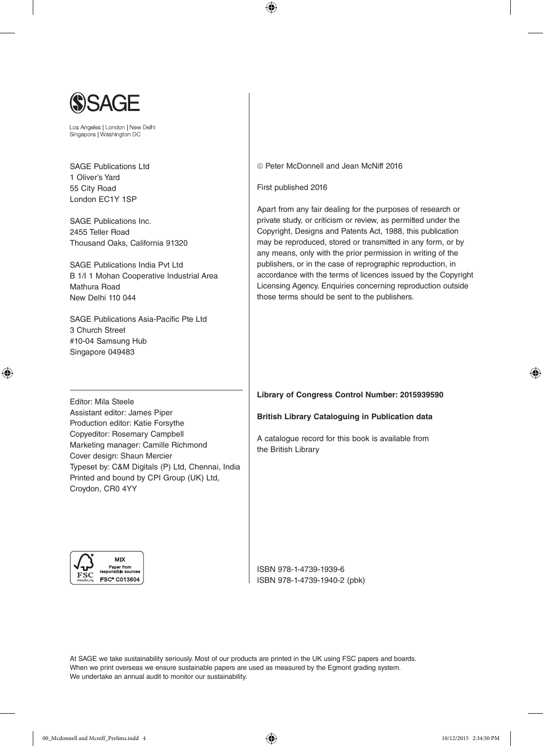SAGE

Los Angeles | London | New Delhi
Singapore | Washington DC

SAGE Publications Ltd
1 Oliver's Yard
55 City Road
London EC1Y 1SP

SAGE Publications Inc.
2455 Teller Road
Thousand Oaks, California 91320

SAGE Publications India Pvt Ltd
B 1/I 1 Mohan Cooperative Industrial Area
Mathura Road
New Delhi 110 044

SAGE Publications Asia-Pacific Pte Ltd
3 Church Street
#10-04 Samsung Hub
Singapore 049483

Editor: Mila Steele
Assistant editor: James Piper
Production editor: Katie Forsythe
Copyeditor: Rosemary Campbell
Marketing manager: Camille Richmond
Cover design: Shaun Mercier
Typeset by: C&M Digitals (P) Ltd, Chennai, India
Printed and bound by CPI Group (UK) Ltd,
Croydon, CR0 4YY

MIX
Paper from responsible sources
FSC® C013604

© Peter McDonnell and Jean McNiff 2016

First published 2016

Apart from any fair dealing for the purposes of research or private study, or criticism or review, as permitted under the Copyright, Designs and Patents Act, 1988, this publication may be reproduced, stored or transmitted in any form, or by any means, only with the prior permission in writing of the publishers, or in the case of reprographic reproduction, in accordance with the terms of licences issued by the Copyright Licensing Agency. Enquiries concerning reproduction outside those terms should be sent to the publishers.

**Library of Congress Control Number: 2015939590**

**British Library Cataloguing in Publication data**

A catalogue record for this book is available from the British Library

ISBN 978-1-4739-1939-6
ISBN 978-1-4739-1940-2 (pbk)

At SAGE we take sustainability seriously. Most of our products are printed in the UK using FSC papers and boards. When we print overseas we ensure sustainable papers are used as measured by the Egmont grading system. We undertake an annual audit to monitor our sustainability.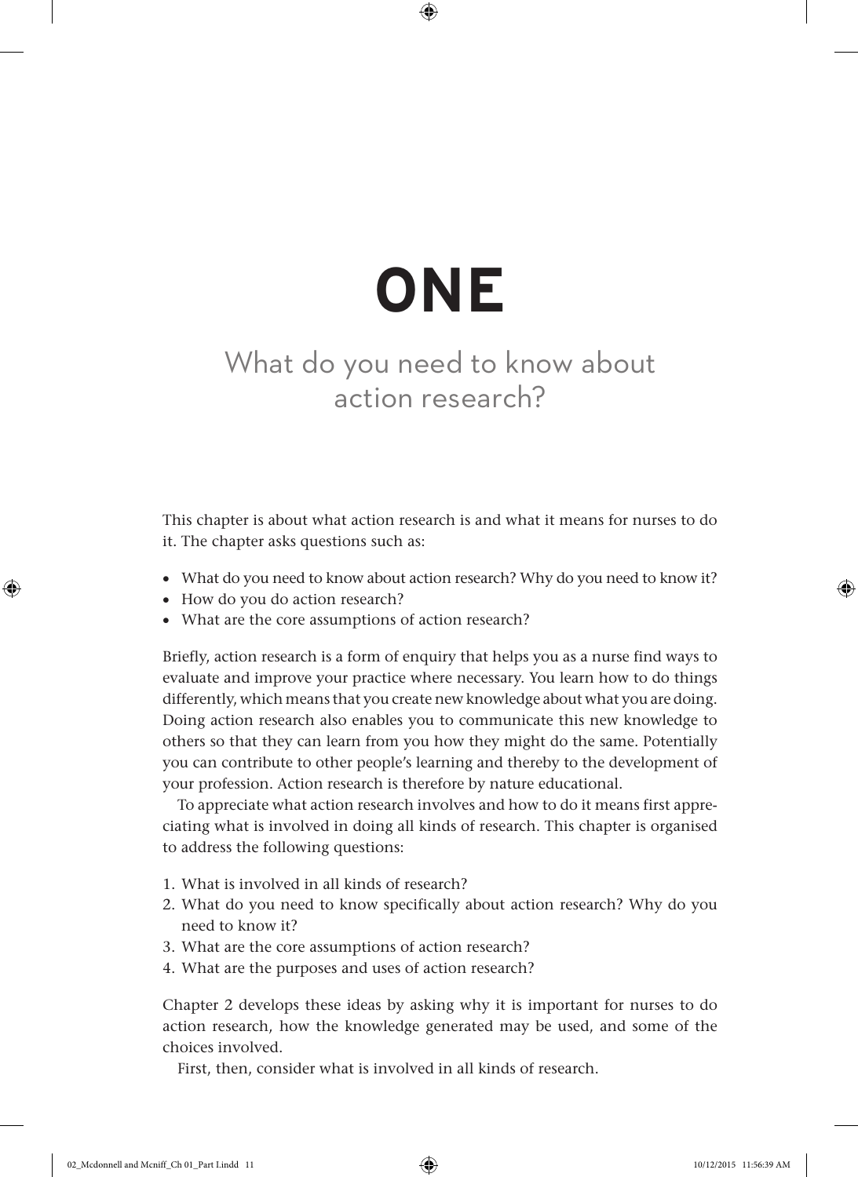# ONE

## What do you need to know about action research?

This chapter is about what action research is and what it means for nurses to do it. The chapter asks questions such as:

- What do you need to know about action research? Why do you need to know it?
- How do you do action research?
- What are the core assumptions of action research?

Briefly, action research is a form of enquiry that helps you as a nurse find ways to evaluate and improve your practice where necessary. You learn how to do things differently, which means that you create new knowledge about what you are doing. Doing action research also enables you to communicate this new knowledge to others so that they can learn from you how they might do the same. Potentially you can contribute to other people's learning and thereby to the development of your profession. Action research is therefore by nature educational.

To appreciate what action research involves and how to do it means first appreciating what is involved in doing all kinds of research. This chapter is organised to address the following questions:

1. What is involved in all kinds of research?
2. What do you need to know specifically about action research? Why do you need to know it?
3. What are the core assumptions of action research?
4. What are the purposes and uses of action research?

Chapter 2 develops these ideas by asking why it is important for nurses to do action research, how the knowledge generated may be used, and some of the choices involved.

First, then, consider what is involved in all kinds of research.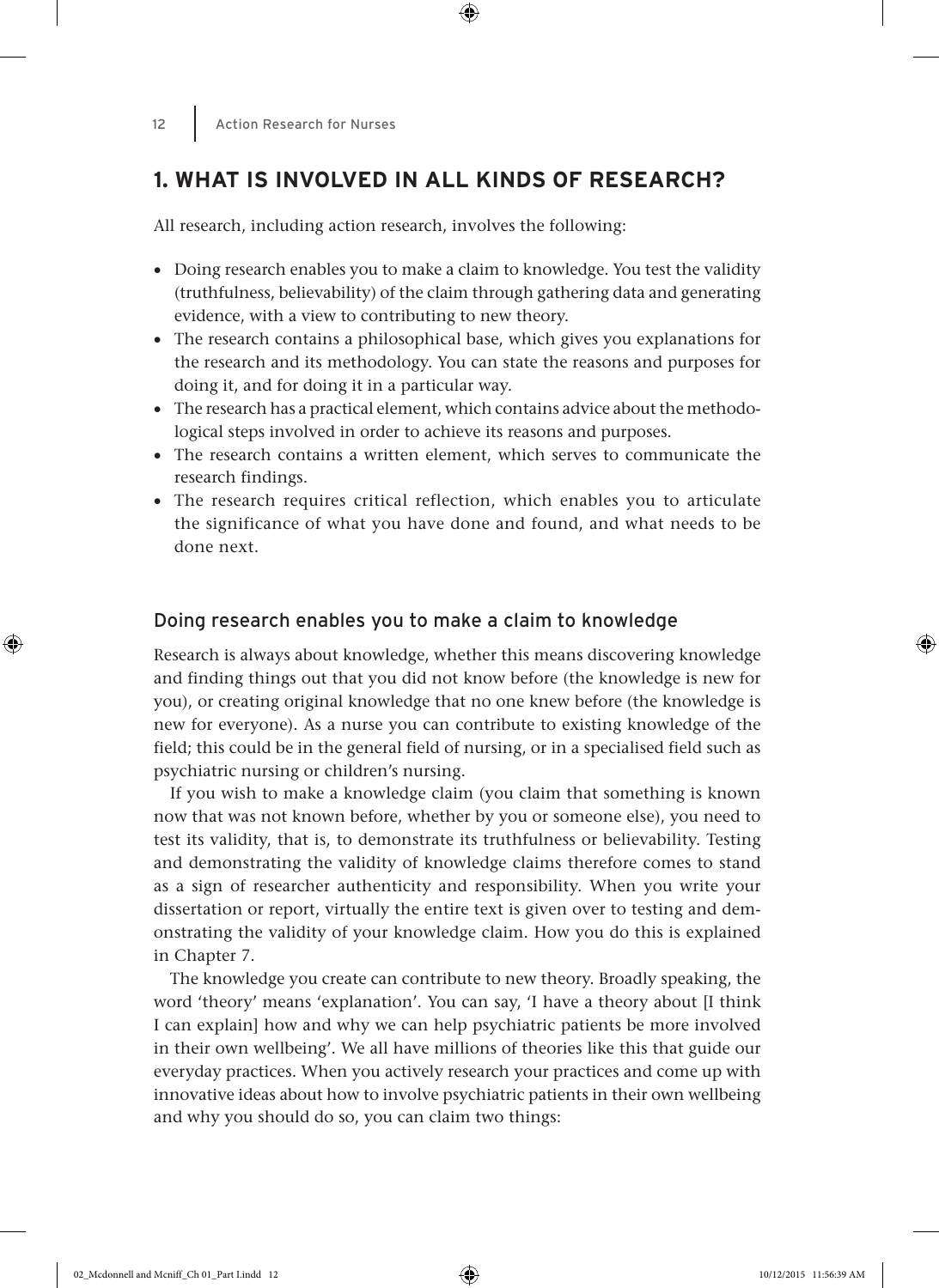## 1. WHAT IS INVOLVED IN ALL KINDS OF RESEARCH?

All research, including action research, involves the following:

- Doing research enables you to make a claim to knowledge. You test the validity (truthfulness, believability) of the claim through gathering data and generating evidence, with a view to contributing to new theory.
- The research contains a philosophical base, which gives you explanations for the research and its methodology. You can state the reasons and purposes for doing it, and for doing it in a particular way.
- The research has a practical element, which contains advice about the methodological steps involved in order to achieve its reasons and purposes.
- The research contains a written element, which serves to communicate the research findings.
- The research requires critical reflection, which enables you to articulate the significance of what you have done and found, and what needs to be done next.

### Doing research enables you to make a claim to knowledge

Research is always about knowledge, whether this means discovering knowledge and finding things out that you did not know before (the knowledge is new for you), or creating original knowledge that no one knew before (the knowledge is new for everyone). As a nurse you can contribute to existing knowledge of the field; this could be in the general field of nursing, or in a specialised field such as psychiatric nursing or children's nursing.

If you wish to make a knowledge claim (you claim that something is known now that was not known before, whether by you or someone else), you need to test its validity, that is, to demonstrate its truthfulness or believability. Testing and demonstrating the validity of knowledge claims therefore comes to stand as a sign of researcher authenticity and responsibility. When you write your dissertation or report, virtually the entire text is given over to testing and demonstrating the validity of your knowledge claim. How you do this is explained in Chapter 7.

The knowledge you create can contribute to new theory. Broadly speaking, the word 'theory' means 'explanation'. You can say, 'I have a theory about [I think I can explain] how and why we can help psychiatric patients be more involved in their own wellbeing'. We all have millions of theories like this that guide our everyday practices. When you actively research your practices and come up with innovative ideas about how to involve psychiatric patients in their own wellbeing and why you should do so, you can claim two things: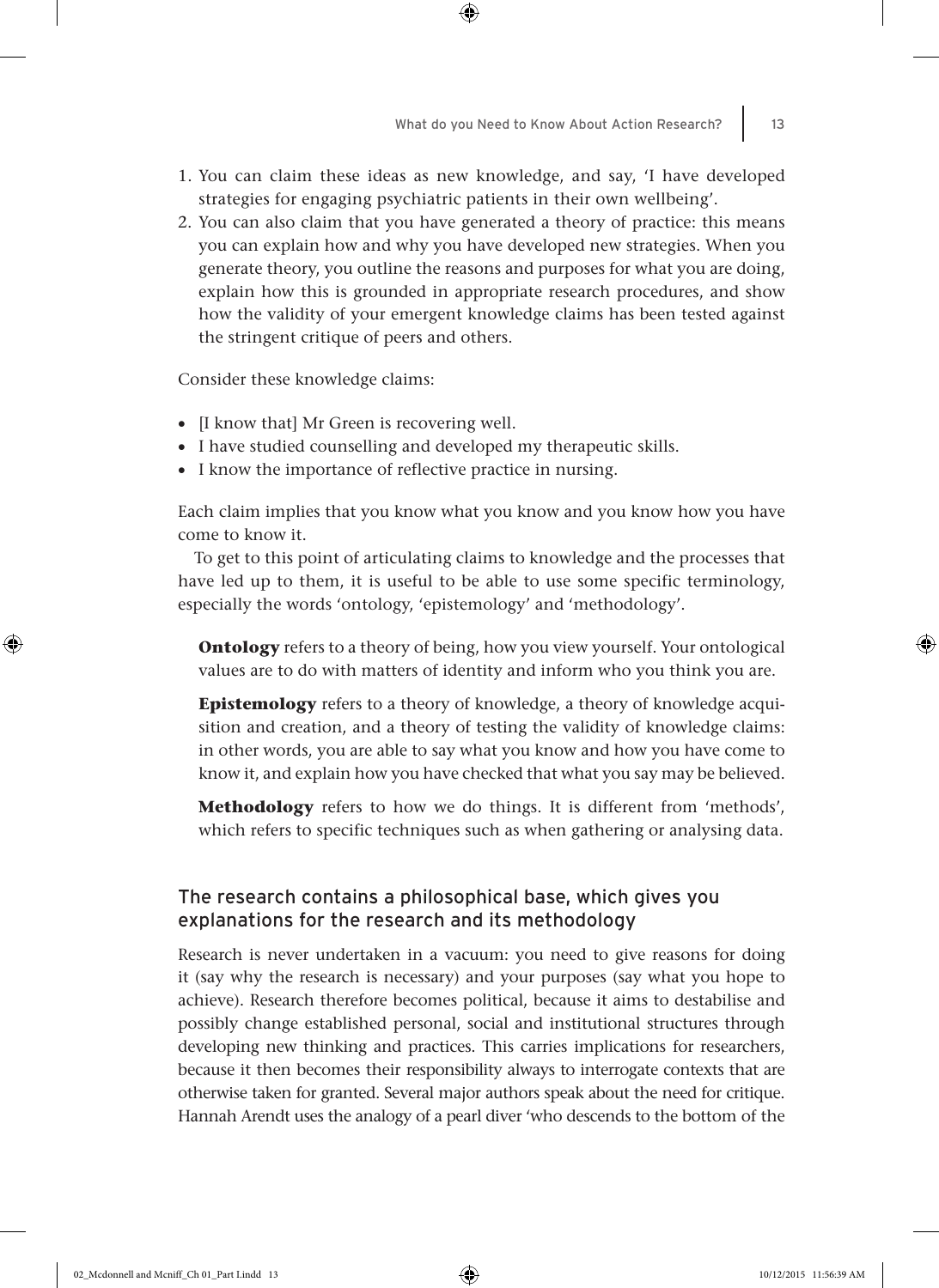1. You can claim these ideas as new knowledge, and say, 'I have developed strategies for engaging psychiatric patients in their own wellbeing'.
2. You can also claim that you have generated a theory of practice: this means you can explain how and why you have developed new strategies. When you generate theory, you outline the reasons and purposes for what you are doing, explain how this is grounded in appropriate research procedures, and show how the validity of your emergent knowledge claims has been tested against the stringent critique of peers and others.

Consider these knowledge claims:

- [I know that] Mr Green is recovering well.
- I have studied counselling and developed my therapeutic skills.
- I know the importance of reflective practice in nursing.

Each claim implies that you know what you know and you know how you have come to know it.

To get to this point of articulating claims to knowledge and the processes that have led up to them, it is useful to be able to use some specific terminology, especially the words 'ontology, 'epistemology' and 'methodology'.

> **Ontology** refers to a theory of being, how you view yourself. Your ontological values are to do with matters of identity and inform who you think you are.
>
> **Epistemology** refers to a theory of knowledge, a theory of knowledge acquisition and creation, and a theory of testing the validity of knowledge claims: in other words, you are able to say what you know and how you have come to know it, and explain how you have checked that what you say may be believed.
>
> **Methodology** refers to how we do things. It is different from 'methods', which refers to specific techniques such as when gathering or analysing data.

### The research contains a philosophical base, which gives you explanations for the research and its methodology

Research is never undertaken in a vacuum: you need to give reasons for doing it (say why the research is necessary) and your purposes (say what you hope to achieve). Research therefore becomes political, because it aims to destabilise and possibly change established personal, social and institutional structures through developing new thinking and practices. This carries implications for researchers, because it then becomes their responsibility always to interrogate contexts that are otherwise taken for granted. Several major authors speak about the need for critique. Hannah Arendt uses the analogy of a pearl diver 'who descends to the bottom of the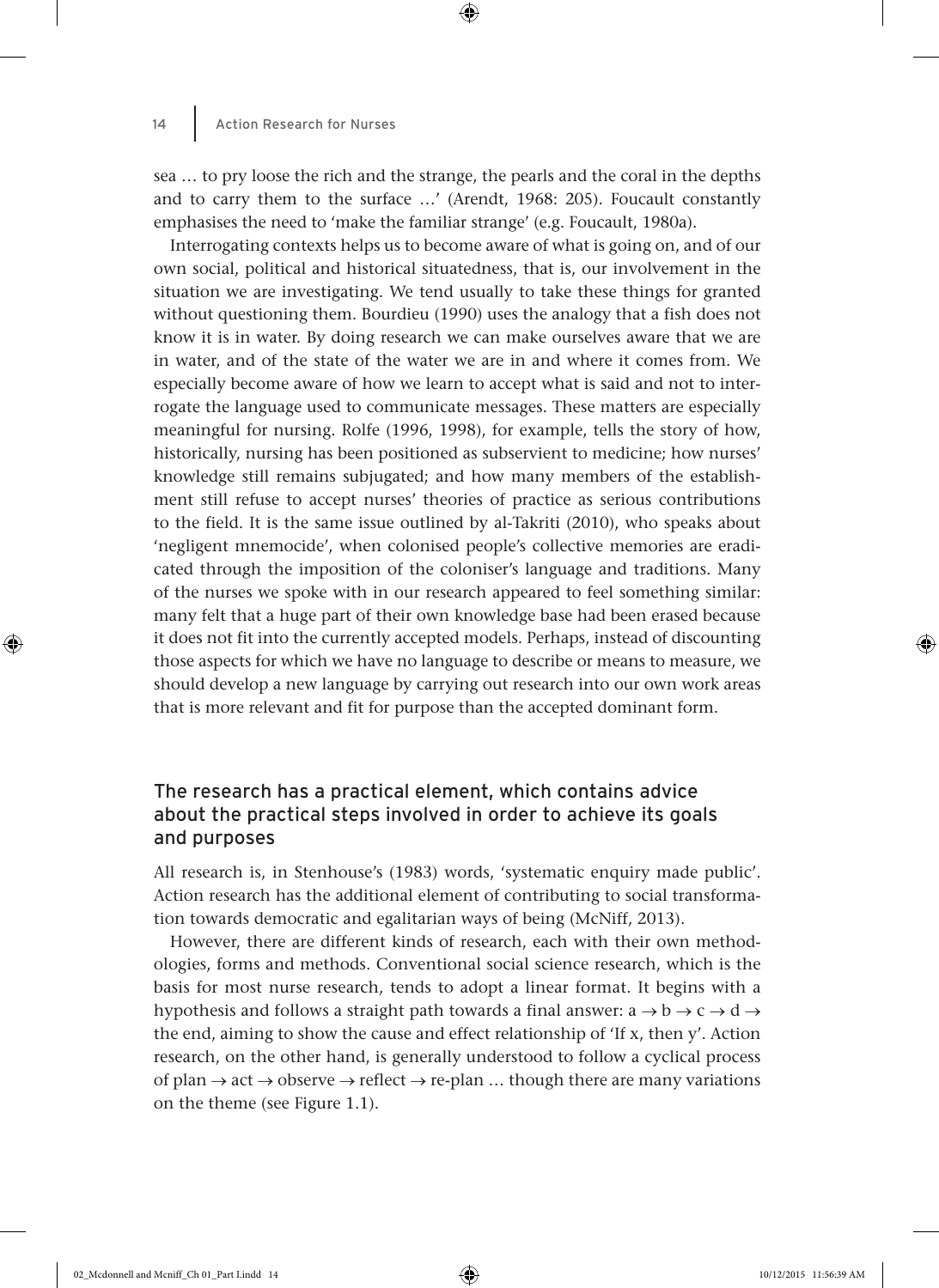sea … to pry loose the rich and the strange, the pearls and the coral in the depths and to carry them to the surface …' (Arendt, 1968: 205). Foucault constantly emphasises the need to 'make the familiar strange' (e.g. Foucault, 1980a).

Interrogating contexts helps us to become aware of what is going on, and of our own social, political and historical situatedness, that is, our involvement in the situation we are investigating. We tend usually to take these things for granted without questioning them. Bourdieu (1990) uses the analogy that a fish does not know it is in water. By doing research we can make ourselves aware that we are in water, and of the state of the water we are in and where it comes from. We especially become aware of how we learn to accept what is said and not to interrogate the language used to communicate messages. These matters are especially meaningful for nursing. Rolfe (1996, 1998), for example, tells the story of how, historically, nursing has been positioned as subservient to medicine; how nurses' knowledge still remains subjugated; and how many members of the establishment still refuse to accept nurses' theories of practice as serious contributions to the field. It is the same issue outlined by al-Takriti (2010), who speaks about 'negligent mnemocide', when colonised people's collective memories are eradicated through the imposition of the coloniser's language and traditions. Many of the nurses we spoke with in our research appeared to feel something similar: many felt that a huge part of their own knowledge base had been erased because it does not fit into the currently accepted models. Perhaps, instead of discounting those aspects for which we have no language to describe or means to measure, we should develop a new language by carrying out research into our own work areas that is more relevant and fit for purpose than the accepted dominant form.

## The research has a practical element, which contains advice about the practical steps involved in order to achieve its goals and purposes

All research is, in Stenhouse's (1983) words, 'systematic enquiry made public'. Action research has the additional element of contributing to social transformation towards democratic and egalitarian ways of being (McNiff, 2013).

However, there are different kinds of research, each with their own methodologies, forms and methods. Conventional social science research, which is the basis for most nurse research, tends to adopt a linear format. It begins with a hypothesis and follows a straight path towards a final answer: a → b → c → d → the end, aiming to show the cause and effect relationship of 'If x, then y'. Action research, on the other hand, is generally understood to follow a cyclical process of plan → act → observe → reflect → re-plan … though there are many variations on the theme (see Figure 1.1).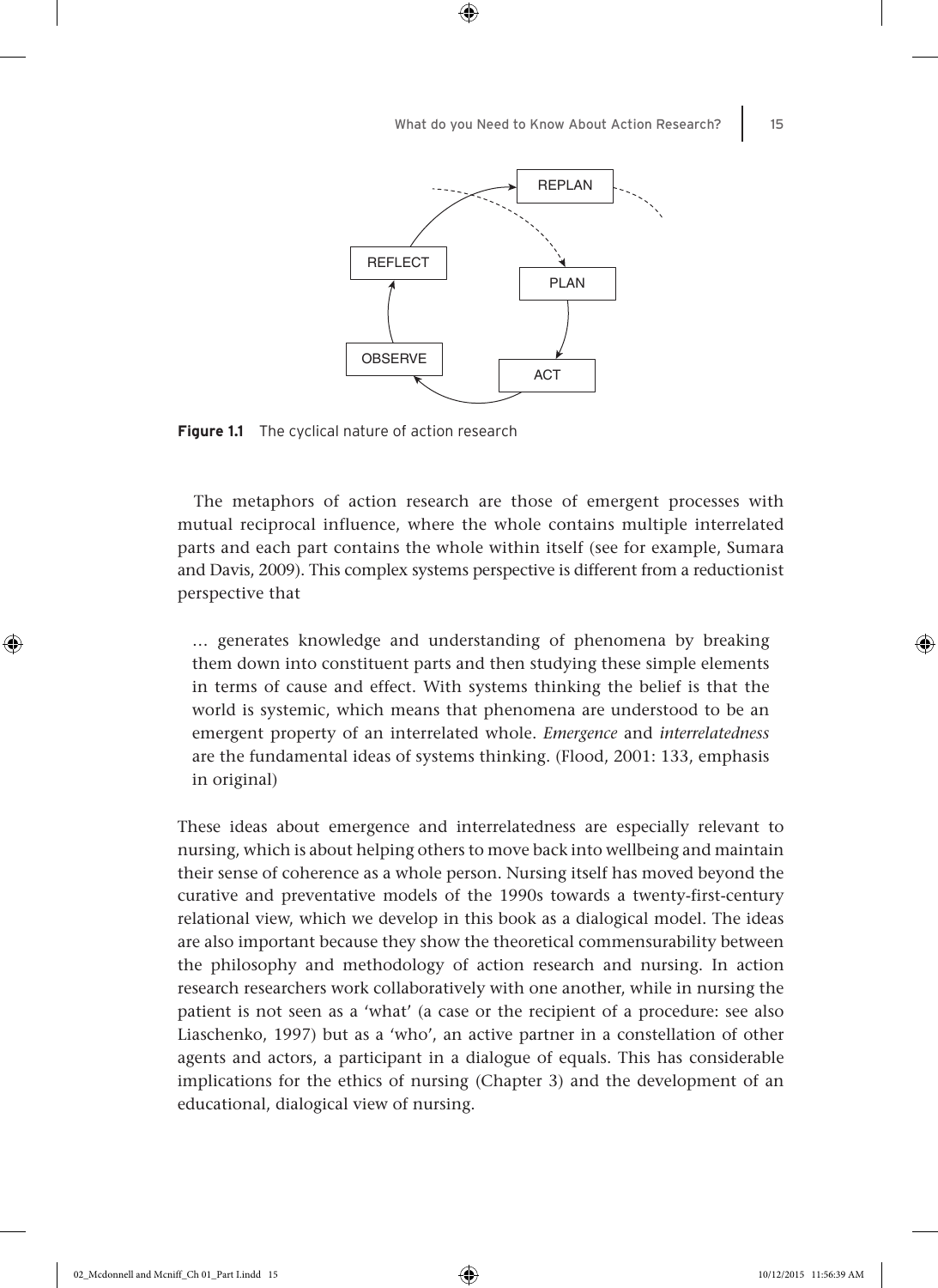REPLAN

REFLECT

PLAN

OBSERVE

ACT

**Figure 1.1** The cyclical nature of action research

The metaphors of action research are those of emergent processes with mutual reciprocal influence, where the whole contains multiple interrelated parts and each part contains the whole within itself (see for example, Sumara and Davis, 2009). This complex systems perspective is different from a reductionist perspective that

> … generates knowledge and understanding of phenomena by breaking them down into constituent parts and then studying these simple elements in terms of cause and effect. With systems thinking the belief is that the world is systemic, which means that phenomena are understood to be an emergent property of an interrelated whole. *Emergence* and *interrelatedness* are the fundamental ideas of systems thinking. (Flood, 2001: 133, emphasis in original)

These ideas about emergence and interrelatedness are especially relevant to nursing, which is about helping others to move back into wellbeing and maintain their sense of coherence as a whole person. Nursing itself has moved beyond the curative and preventative models of the 1990s towards a twenty-first-century relational view, which we develop in this book as a dialogical model. The ideas are also important because they show the theoretical commensurability between the philosophy and methodology of action research and nursing. In action research researchers work collaboratively with one another, while in nursing the patient is not seen as a 'what' (a case or the recipient of a procedure: see also Liaschenko, 1997) but as a 'who', an active partner in a constellation of other agents and actors, a participant in a dialogue of equals. This has considerable implications for the ethics of nursing (Chapter 3) and the development of an educational, dialogical view of nursing.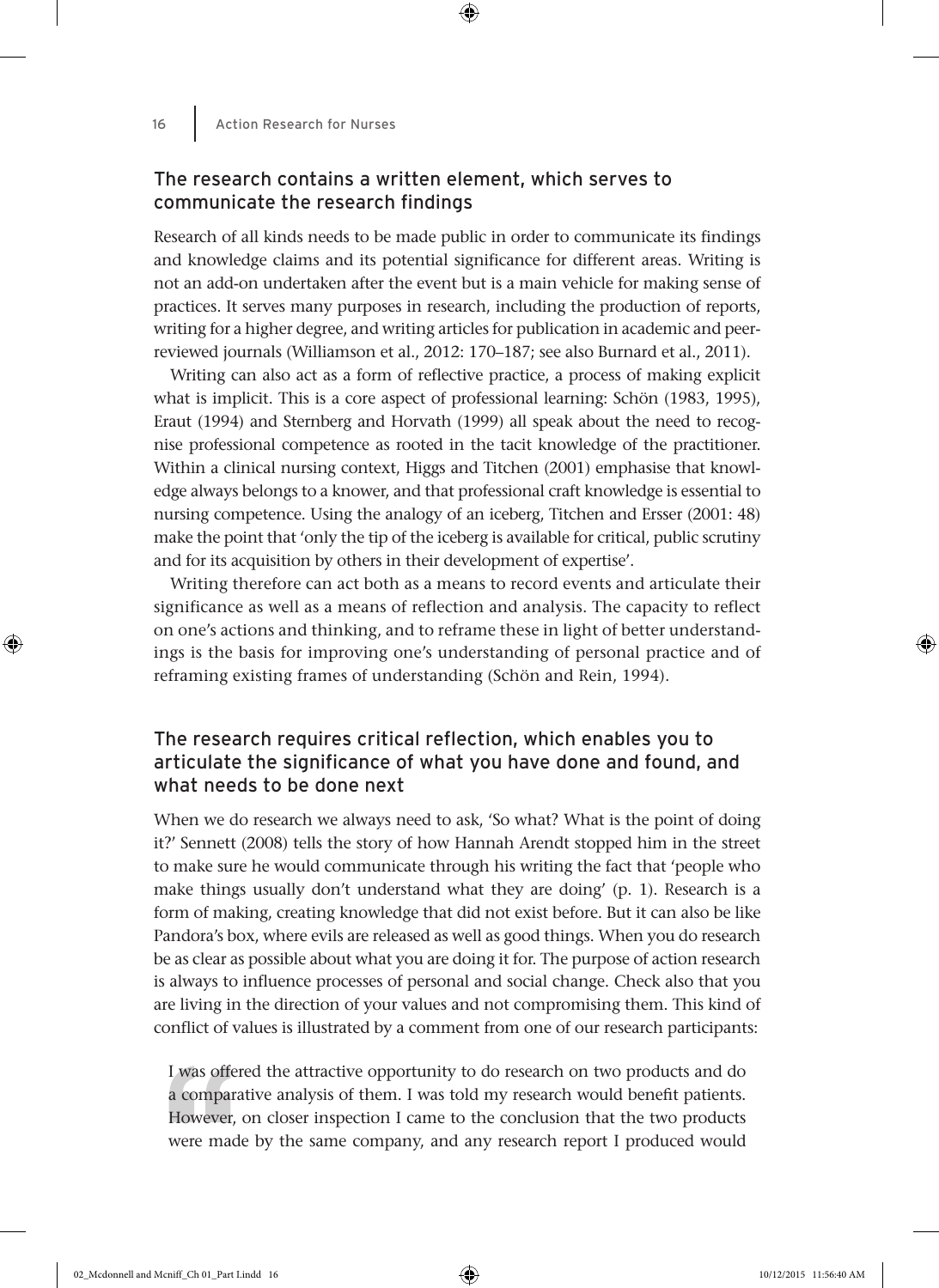### The research contains a written element, which serves to communicate the research findings

Research of all kinds needs to be made public in order to communicate its findings and knowledge claims and its potential significance for different areas. Writing is not an add-on undertaken after the event but is a main vehicle for making sense of practices. It serves many purposes in research, including the production of reports, writing for a higher degree, and writing articles for publication in academic and peer-reviewed journals (Williamson et al., 2012: 170–187; see also Burnard et al., 2011).

Writing can also act as a form of reflective practice, a process of making explicit what is implicit. This is a core aspect of professional learning: Schön (1983, 1995), Eraut (1994) and Sternberg and Horvath (1999) all speak about the need to recognise professional competence as rooted in the tacit knowledge of the practitioner. Within a clinical nursing context, Higgs and Titchen (2001) emphasise that knowledge always belongs to a knower, and that professional craft knowledge is essential to nursing competence. Using the analogy of an iceberg, Titchen and Ersser (2001: 48) make the point that 'only the tip of the iceberg is available for critical, public scrutiny and for its acquisition by others in their development of expertise'.

Writing therefore can act both as a means to record events and articulate their significance as well as a means of reflection and analysis. The capacity to reflect on one's actions and thinking, and to reframe these in light of better understandings is the basis for improving one's understanding of personal practice and of reframing existing frames of understanding (Schön and Rein, 1994).

### The research requires critical reflection, which enables you to articulate the significance of what you have done and found, and what needs to be done next

When we do research we always need to ask, 'So what? What is the point of doing it?' Sennett (2008) tells the story of how Hannah Arendt stopped him in the street to make sure he would communicate through his writing the fact that 'people who make things usually don't understand what they are doing' (p. 1). Research is a form of making, creating knowledge that did not exist before. But it can also be like Pandora's box, where evils are released as well as good things. When you do research be as clear as possible about what you are doing it for. The purpose of action research is always to influence processes of personal and social change. Check also that you are living in the direction of your values and not compromising them. This kind of conflict of values is illustrated by a comment from one of our research participants:

> I was offered the attractive opportunity to do research on two products and do a comparative analysis of them. I was told my research would benefit patients. However, on closer inspection I came to the conclusion that the two products were made by the same company, and any research report I produced would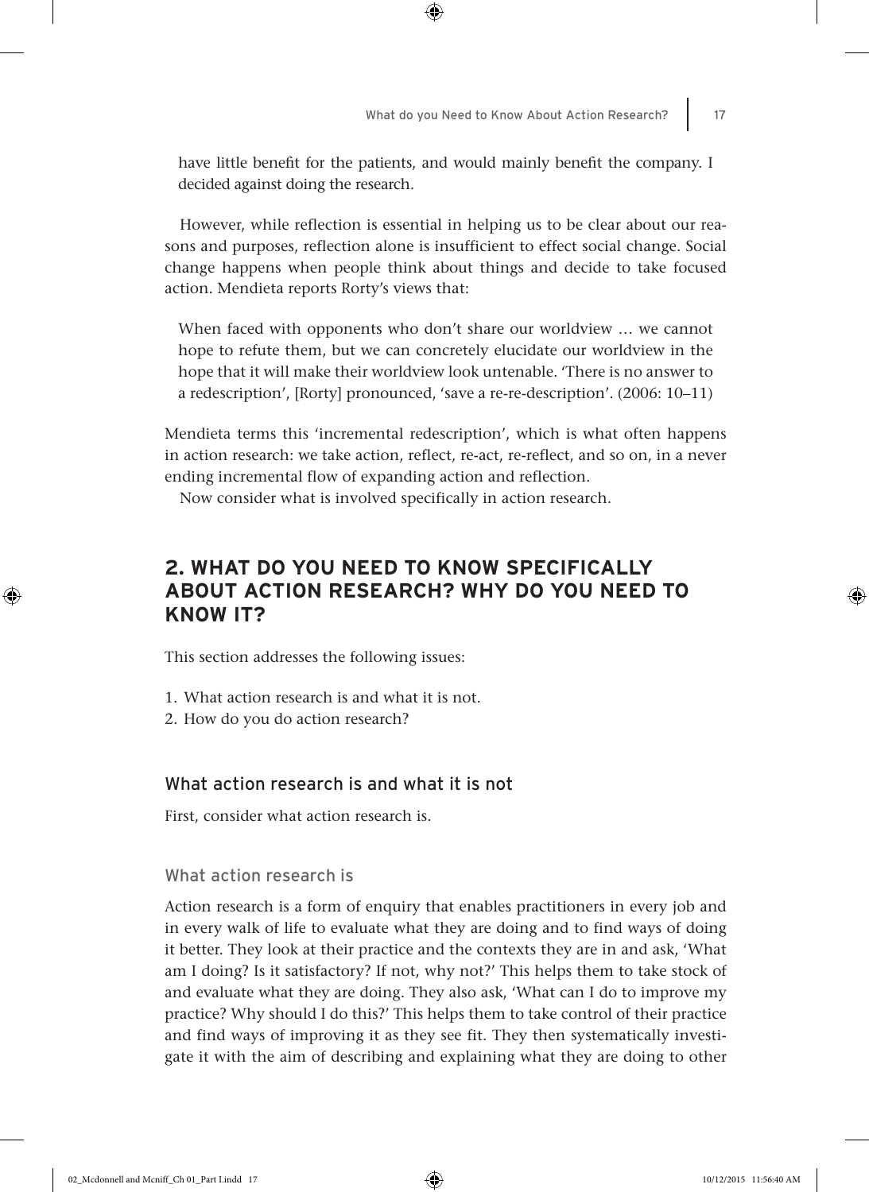have little benefit for the patients, and would mainly benefit the company. I decided against doing the research.

However, while reflection is essential in helping us to be clear about our reasons and purposes, reflection alone is insufficient to effect social change. Social change happens when people think about things and decide to take focused action. Mendieta reports Rorty's views that:

> When faced with opponents who don't share our worldview … we cannot hope to refute them, but we can concretely elucidate our worldview in the hope that it will make their worldview look untenable. 'There is no answer to a redescription', [Rorty] pronounced, 'save a re-re-description'. (2006: 10–11)

Mendieta terms this 'incremental redescription', which is what often happens in action research: we take action, reflect, re-act, re-reflect, and so on, in a never ending incremental flow of expanding action and reflection.

Now consider what is involved specifically in action research.

## 2. WHAT DO YOU NEED TO KNOW SPECIFICALLY ABOUT ACTION RESEARCH? WHY DO YOU NEED TO KNOW IT?

This section addresses the following issues:

1. What action research is and what it is not.
2. How do you do action research?

### What action research is and what it is not

First, consider what action research is.

#### What action research is

Action research is a form of enquiry that enables practitioners in every job and in every walk of life to evaluate what they are doing and to find ways of doing it better. They look at their practice and the contexts they are in and ask, 'What am I doing? Is it satisfactory? If not, why not?' This helps them to take stock of and evaluate what they are doing. They also ask, 'What can I do to improve my practice? Why should I do this?' This helps them to take control of their practice and find ways of improving it as they see fit. They then systematically investigate it with the aim of describing and explaining what they are doing to other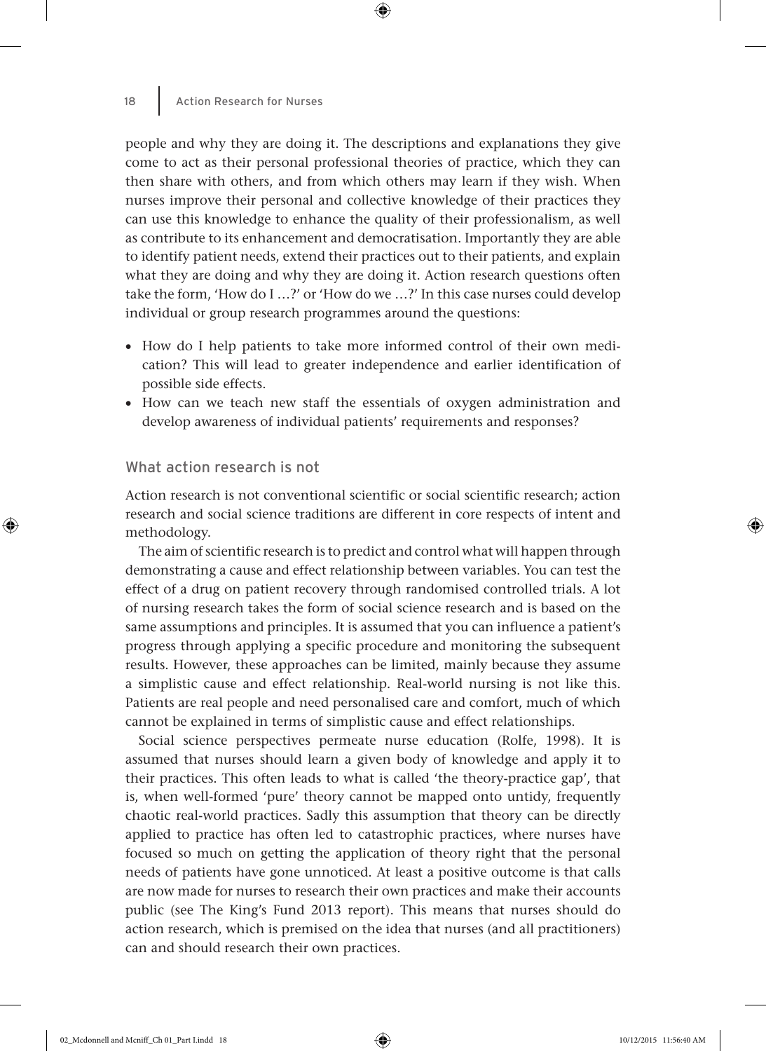people and why they are doing it. The descriptions and explanations they give come to act as their personal professional theories of practice, which they can then share with others, and from which others may learn if they wish. When nurses improve their personal and collective knowledge of their practices they can use this knowledge to enhance the quality of their professionalism, as well as contribute to its enhancement and democratisation. Importantly they are able to identify patient needs, extend their practices out to their patients, and explain what they are doing and why they are doing it. Action research questions often take the form, 'How do I …?' or 'How do we …?' In this case nurses could develop individual or group research programmes around the questions:

- How do I help patients to take more informed control of their own medication? This will lead to greater independence and earlier identification of possible side effects.
- How can we teach new staff the essentials of oxygen administration and develop awareness of individual patients' requirements and responses?

### What action research is not

Action research is not conventional scientific or social scientific research; action research and social science traditions are different in core respects of intent and methodology.

The aim of scientific research is to predict and control what will happen through demonstrating a cause and effect relationship between variables. You can test the effect of a drug on patient recovery through randomised controlled trials. A lot of nursing research takes the form of social science research and is based on the same assumptions and principles. It is assumed that you can influence a patient's progress through applying a specific procedure and monitoring the subsequent results. However, these approaches can be limited, mainly because they assume a simplistic cause and effect relationship. Real-world nursing is not like this. Patients are real people and need personalised care and comfort, much of which cannot be explained in terms of simplistic cause and effect relationships.

Social science perspectives permeate nurse education (Rolfe, 1998). It is assumed that nurses should learn a given body of knowledge and apply it to their practices. This often leads to what is called 'the theory-practice gap', that is, when well-formed 'pure' theory cannot be mapped onto untidy, frequently chaotic real-world practices. Sadly this assumption that theory can be directly applied to practice has often led to catastrophic practices, where nurses have focused so much on getting the application of theory right that the personal needs of patients have gone unnoticed. At least a positive outcome is that calls are now made for nurses to research their own practices and make their accounts public (see The King's Fund 2013 report). This means that nurses should do action research, which is premised on the idea that nurses (and all practitioners) can and should research their own practices.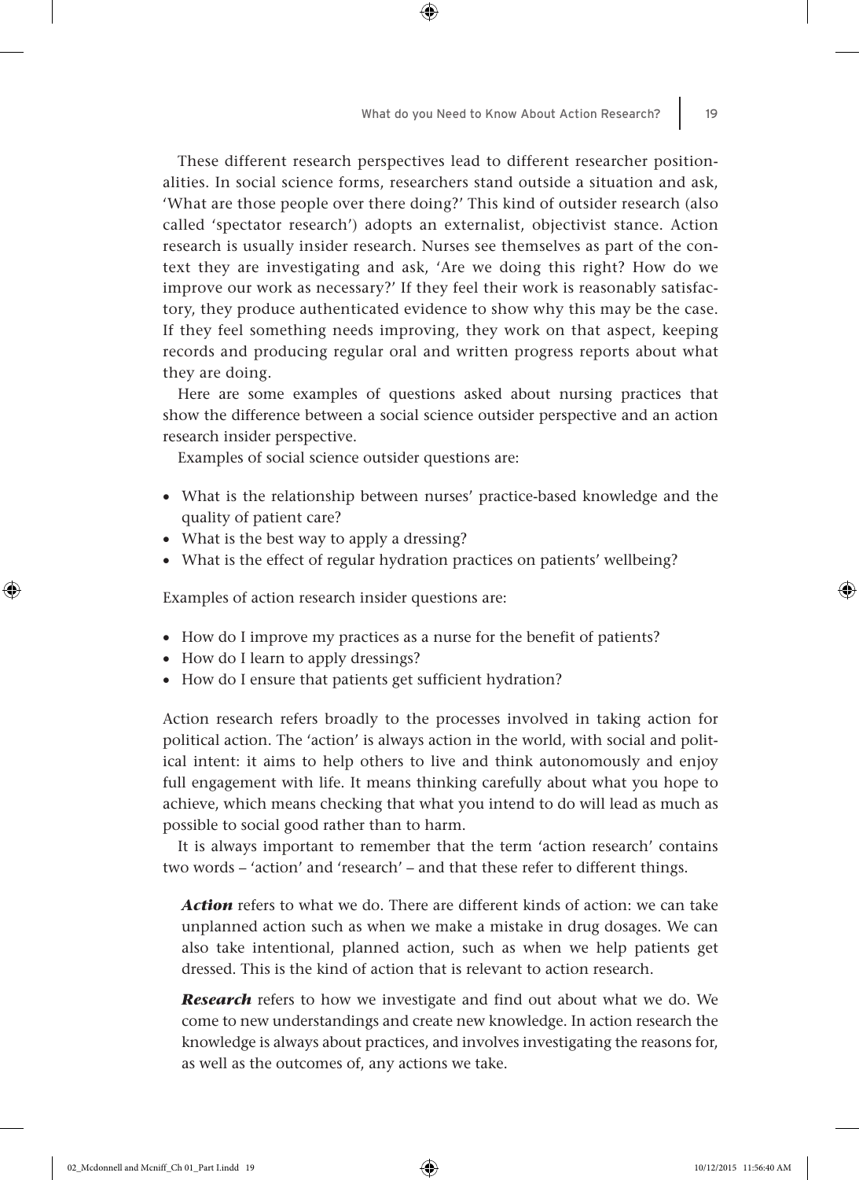These different research perspectives lead to different researcher positionalities. In social science forms, researchers stand outside a situation and ask, 'What are those people over there doing?' This kind of outsider research (also called 'spectator research') adopts an externalist, objectivist stance. Action research is usually insider research. Nurses see themselves as part of the context they are investigating and ask, 'Are we doing this right? How do we improve our work as necessary?' If they feel their work is reasonably satisfactory, they produce authenticated evidence to show why this may be the case. If they feel something needs improving, they work on that aspect, keeping records and producing regular oral and written progress reports about what they are doing.

Here are some examples of questions asked about nursing practices that show the difference between a social science outsider perspective and an action research insider perspective.

Examples of social science outsider questions are:

- What is the relationship between nurses' practice-based knowledge and the quality of patient care?
- What is the best way to apply a dressing?
- What is the effect of regular hydration practices on patients' wellbeing?

Examples of action research insider questions are:

- How do I improve my practices as a nurse for the benefit of patients?
- How do I learn to apply dressings?
- How do I ensure that patients get sufficient hydration?

Action research refers broadly to the processes involved in taking action for political action. The 'action' is always action in the world, with social and political intent: it aims to help others to live and think autonomously and enjoy full engagement with life. It means thinking carefully about what you hope to achieve, which means checking that what you intend to do will lead as much as possible to social good rather than to harm.

It is always important to remember that the term 'action research' contains two words – 'action' and 'research' – and that these refer to different things.

***Action*** refers to what we do. There are different kinds of action: we can take unplanned action such as when we make a mistake in drug dosages. We can also take intentional, planned action, such as when we help patients get dressed. This is the kind of action that is relevant to action research.

***Research*** refers to how we investigate and find out about what we do. We come to new understandings and create new knowledge. In action research the knowledge is always about practices, and involves investigating the reasons for, as well as the outcomes of, any actions we take.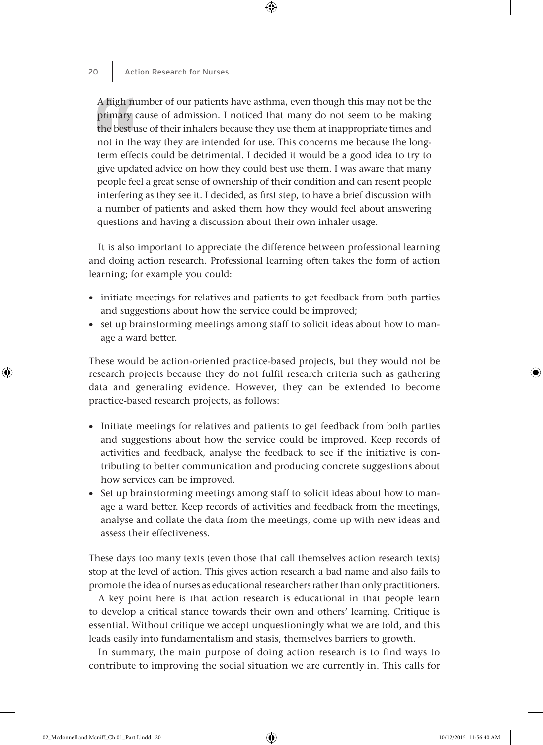> A high number of our patients have asthma, even though this may not be the primary cause of admission. I noticed that many do not seem to be making the best use of their inhalers because they use them at inappropriate times and not in the way they are intended for use. This concerns me because the long-term effects could be detrimental. I decided it would be a good idea to try to give updated advice on how they could best use them. I was aware that many people feel a great sense of ownership of their condition and can resent people interfering as they see it. I decided, as first step, to have a brief discussion with a number of patients and asked them how they would feel about answering questions and having a discussion about their own inhaler usage.

It is also important to appreciate the difference between professional learning and doing action research. Professional learning often takes the form of action learning; for example you could:

- initiate meetings for relatives and patients to get feedback from both parties and suggestions about how the service could be improved;
- set up brainstorming meetings among staff to solicit ideas about how to manage a ward better.

These would be action-oriented practice-based projects, but they would not be research projects because they do not fulfil research criteria such as gathering data and generating evidence. However, they can be extended to become practice-based research projects, as follows:

- Initiate meetings for relatives and patients to get feedback from both parties and suggestions about how the service could be improved. Keep records of activities and feedback, analyse the feedback to see if the initiative is contributing to better communication and producing concrete suggestions about how services can be improved.
- Set up brainstorming meetings among staff to solicit ideas about how to manage a ward better. Keep records of activities and feedback from the meetings, analyse and collate the data from the meetings, come up with new ideas and assess their effectiveness.

These days too many texts (even those that call themselves action research texts) stop at the level of action. This gives action research a bad name and also fails to promote the idea of nurses as educational researchers rather than only practitioners.

A key point here is that action research is educational in that people learn to develop a critical stance towards their own and others' learning. Critique is essential. Without critique we accept unquestioningly what we are told, and this leads easily into fundamentalism and stasis, themselves barriers to growth.

In summary, the main purpose of doing action research is to find ways to contribute to improving the social situation we are currently in. This calls for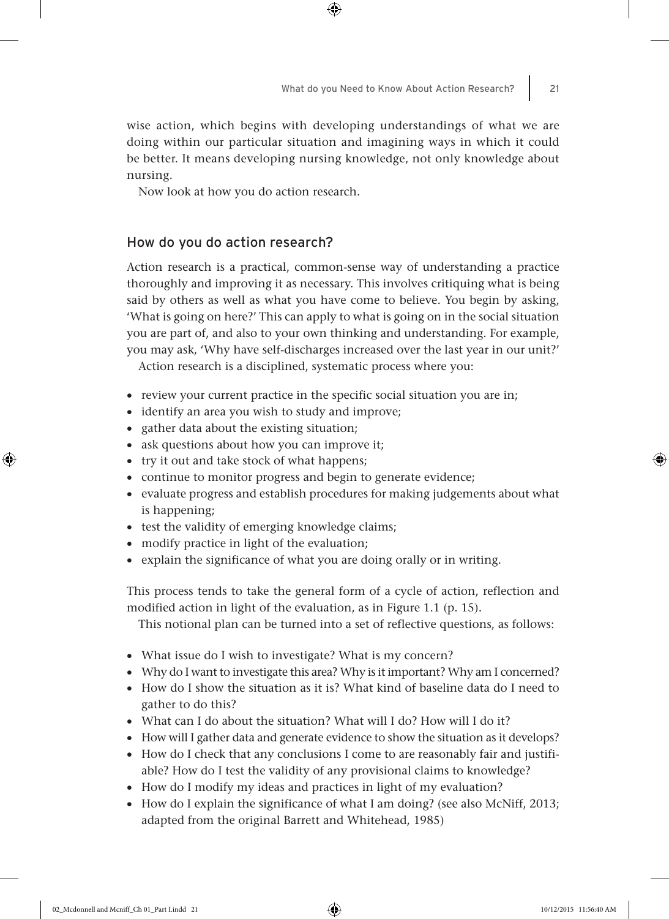wise action, which begins with developing understandings of what we are doing within our particular situation and imagining ways in which it could be better. It means developing nursing knowledge, not only knowledge about nursing.

Now look at how you do action research.

## How do you do action research?

Action research is a practical, common-sense way of understanding a practice thoroughly and improving it as necessary. This involves critiquing what is being said by others as well as what you have come to believe. You begin by asking, 'What is going on here?' This can apply to what is going on in the social situation you are part of, and also to your own thinking and understanding. For example, you may ask, 'Why have self-discharges increased over the last year in our unit?'

Action research is a disciplined, systematic process where you:

- review your current practice in the specific social situation you are in;
- identify an area you wish to study and improve;
- gather data about the existing situation;
- ask questions about how you can improve it;
- try it out and take stock of what happens;
- continue to monitor progress and begin to generate evidence;
- evaluate progress and establish procedures for making judgements about what is happening;
- test the validity of emerging knowledge claims;
- modify practice in light of the evaluation;
- explain the significance of what you are doing orally or in writing.

This process tends to take the general form of a cycle of action, reflection and modified action in light of the evaluation, as in Figure 1.1 (p. 15).

This notional plan can be turned into a set of reflective questions, as follows:

- What issue do I wish to investigate? What is my concern?
- Why do I want to investigate this area? Why is it important? Why am I concerned?
- How do I show the situation as it is? What kind of baseline data do I need to gather to do this?
- What can I do about the situation? What will I do? How will I do it?
- How will I gather data and generate evidence to show the situation as it develops?
- How do I check that any conclusions I come to are reasonably fair and justifiable? How do I test the validity of any provisional claims to knowledge?
- How do I modify my ideas and practices in light of my evaluation?
- How do I explain the significance of what I am doing? (see also McNiff, 2013; adapted from the original Barrett and Whitehead, 1985)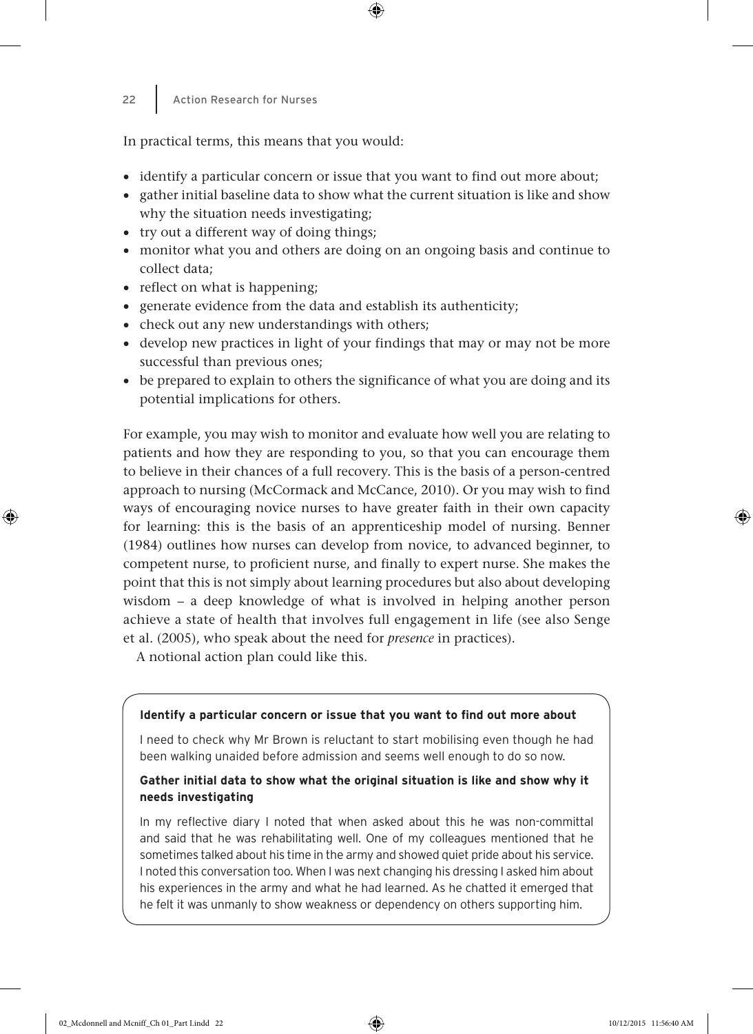In practical terms, this means that you would:

- identify a particular concern or issue that you want to find out more about;
- gather initial baseline data to show what the current situation is like and show why the situation needs investigating;
- try out a different way of doing things;
- monitor what you and others are doing on an ongoing basis and continue to collect data;
- reflect on what is happening;
- generate evidence from the data and establish its authenticity;
- check out any new understandings with others;
- develop new practices in light of your findings that may or may not be more successful than previous ones;
- be prepared to explain to others the significance of what you are doing and its potential implications for others.

For example, you may wish to monitor and evaluate how well you are relating to patients and how they are responding to you, so that you can encourage them to believe in their chances of a full recovery. This is the basis of a person-centred approach to nursing (McCormack and McCance, 2010). Or you may wish to find ways of encouraging novice nurses to have greater faith in their own capacity for learning: this is the basis of an apprenticeship model of nursing. Benner (1984) outlines how nurses can develop from novice, to advanced beginner, to competent nurse, to proficient nurse, and finally to expert nurse. She makes the point that this is not simply about learning procedures but also about developing wisdom – a deep knowledge of what is involved in helping another person achieve a state of health that involves full engagement in life (see also Senge et al. (2005), who speak about the need for *presence* in practices).

A notional action plan could like this.

**Identify a particular concern or issue that you want to find out more about**

I need to check why Mr Brown is reluctant to start mobilising even though he had been walking unaided before admission and seems well enough to do so now.

**Gather initial data to show what the original situation is like and show why it needs investigating**

In my reflective diary I noted that when asked about this he was non-committal and said that he was rehabilitating well. One of my colleagues mentioned that he sometimes talked about his time in the army and showed quiet pride about his service. I noted this conversation too. When I was next changing his dressing I asked him about his experiences in the army and what he had learned. As he chatted it emerged that he felt it was unmanly to show weakness or dependency on others supporting him.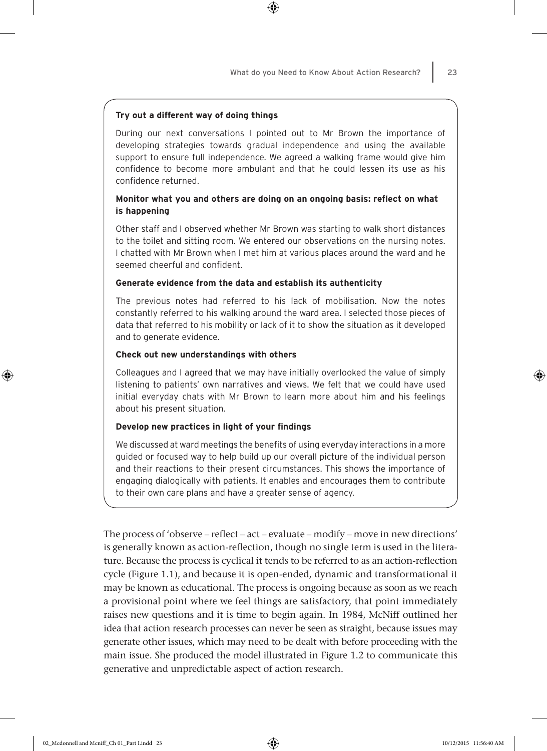**Try out a different way of doing things**

During our next conversations I pointed out to Mr Brown the importance of developing strategies towards gradual independence and using the available support to ensure full independence. We agreed a walking frame would give him confidence to become more ambulant and that he could lessen its use as his confidence returned.

**Monitor what you and others are doing on an ongoing basis: reflect on what is happening**

Other staff and I observed whether Mr Brown was starting to walk short distances to the toilet and sitting room. We entered our observations on the nursing notes. I chatted with Mr Brown when I met him at various places around the ward and he seemed cheerful and confident.

**Generate evidence from the data and establish its authenticity**

The previous notes had referred to his lack of mobilisation. Now the notes constantly referred to his walking around the ward area. I selected those pieces of data that referred to his mobility or lack of it to show the situation as it developed and to generate evidence.

**Check out new understandings with others**

Colleagues and I agreed that we may have initially overlooked the value of simply listening to patients' own narratives and views. We felt that we could have used initial everyday chats with Mr Brown to learn more about him and his feelings about his present situation.

**Develop new practices in light of your findings**

We discussed at ward meetings the benefits of using everyday interactions in a more guided or focused way to help build up our overall picture of the individual person and their reactions to their present circumstances. This shows the importance of engaging dialogically with patients. It enables and encourages them to contribute to their own care plans and have a greater sense of agency.

The process of 'observe – reflect – act – evaluate – modify – move in new directions' is generally known as action-reflection, though no single term is used in the literature. Because the process is cyclical it tends to be referred to as an action-reflection cycle (Figure 1.1), and because it is open-ended, dynamic and transformational it may be known as educational. The process is ongoing because as soon as we reach a provisional point where we feel things are satisfactory, that point immediately raises new questions and it is time to begin again. In 1984, McNiff outlined her idea that action research processes can never be seen as straight, because issues may generate other issues, which may need to be dealt with before proceeding with the main issue. She produced the model illustrated in Figure 1.2 to communicate this generative and unpredictable aspect of action research.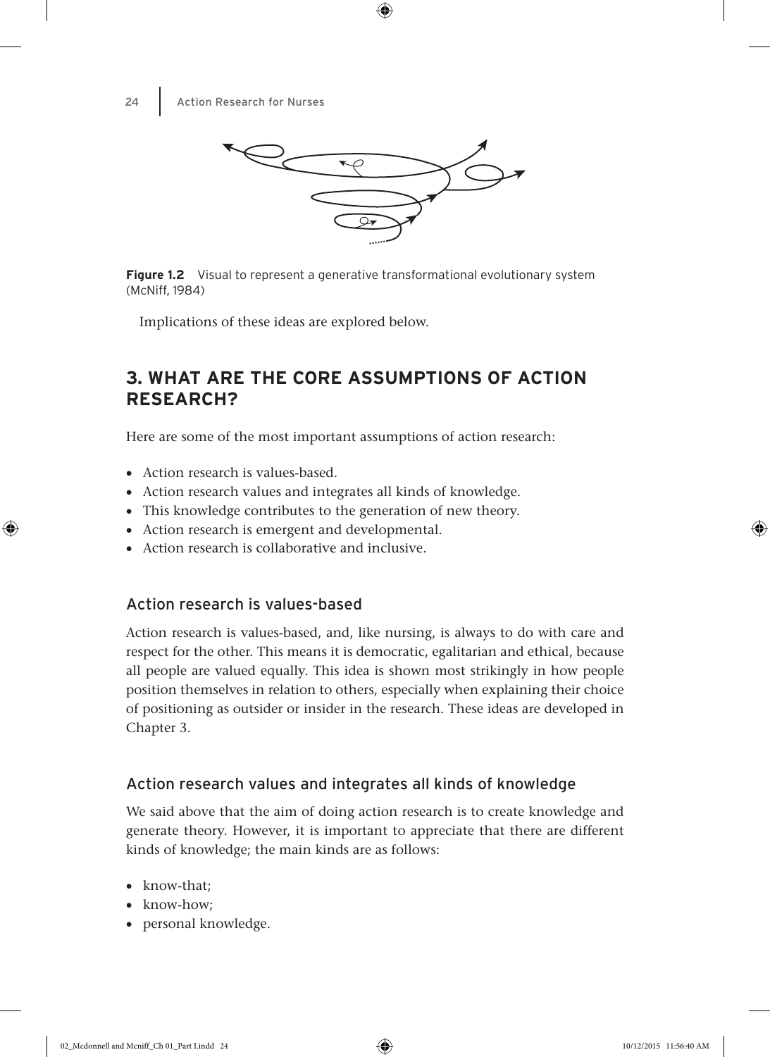**Figure 1.2** Visual to represent a generative transformational evolutionary system (McNiff, 1984)

Implications of these ideas are explored below.

## 3. WHAT ARE THE CORE ASSUMPTIONS OF ACTION RESEARCH?

Here are some of the most important assumptions of action research:

- Action research is values-based.
- Action research values and integrates all kinds of knowledge.
- This knowledge contributes to the generation of new theory.
- Action research is emergent and developmental.
- Action research is collaborative and inclusive.

### Action research is values-based

Action research is values-based, and, like nursing, is always to do with care and respect for the other. This means it is democratic, egalitarian and ethical, because all people are valued equally. This idea is shown most strikingly in how people position themselves in relation to others, especially when explaining their choice of positioning as outsider or insider in the research. These ideas are developed in Chapter 3.

### Action research values and integrates all kinds of knowledge

We said above that the aim of doing action research is to create knowledge and generate theory. However, it is important to appreciate that there are different kinds of knowledge; the main kinds are as follows:

- know-that;
- know-how;
- personal knowledge.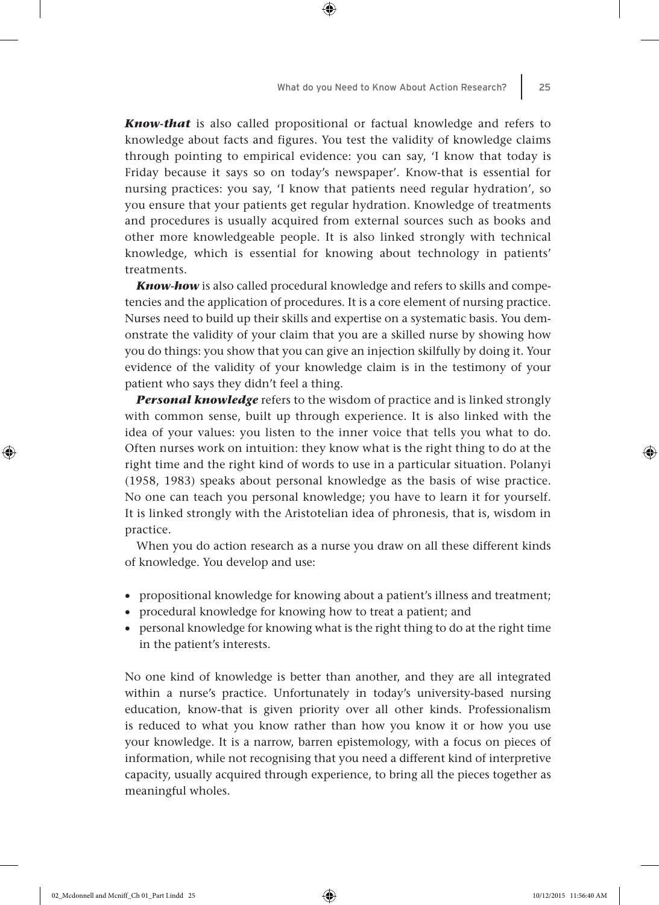***Know-that*** is also called propositional or factual knowledge and refers to knowledge about facts and figures. You test the validity of knowledge claims through pointing to empirical evidence: you can say, 'I know that today is Friday because it says so on today's newspaper'. Know-that is essential for nursing practices: you say, 'I know that patients need regular hydration', so you ensure that your patients get regular hydration. Knowledge of treatments and procedures is usually acquired from external sources such as books and other more knowledgeable people. It is also linked strongly with technical knowledge, which is essential for knowing about technology in patients' treatments.

***Know-how*** is also called procedural knowledge and refers to skills and competencies and the application of procedures. It is a core element of nursing practice. Nurses need to build up their skills and expertise on a systematic basis. You demonstrate the validity of your claim that you are a skilled nurse by showing how you do things: you show that you can give an injection skilfully by doing it. Your evidence of the validity of your knowledge claim is in the testimony of your patient who says they didn't feel a thing.

***Personal knowledge*** refers to the wisdom of practice and is linked strongly with common sense, built up through experience. It is also linked with the idea of your values: you listen to the inner voice that tells you what to do. Often nurses work on intuition: they know what is the right thing to do at the right time and the right kind of words to use in a particular situation. Polanyi (1958, 1983) speaks about personal knowledge as the basis of wise practice. No one can teach you personal knowledge; you have to learn it for yourself. It is linked strongly with the Aristotelian idea of phronesis, that is, wisdom in practice.

When you do action research as a nurse you draw on all these different kinds of knowledge. You develop and use:

- propositional knowledge for knowing about a patient's illness and treatment;
- procedural knowledge for knowing how to treat a patient; and
- personal knowledge for knowing what is the right thing to do at the right time in the patient's interests.

No one kind of knowledge is better than another, and they are all integrated within a nurse's practice. Unfortunately in today's university-based nursing education, know-that is given priority over all other kinds. Professionalism is reduced to what you know rather than how you know it or how you use your knowledge. It is a narrow, barren epistemology, with a focus on pieces of information, while not recognising that you need a different kind of interpretive capacity, usually acquired through experience, to bring all the pieces together as meaningful wholes.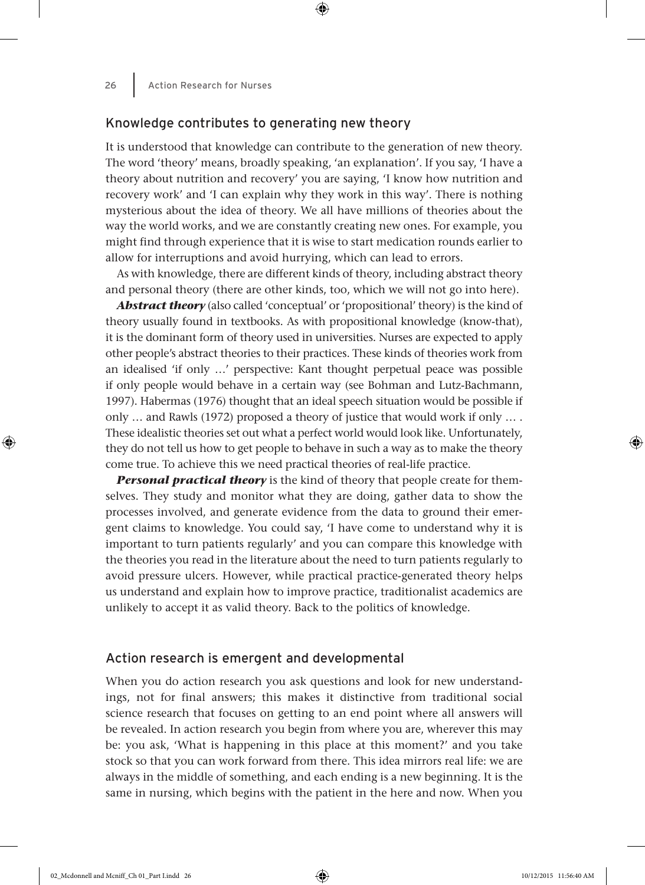## Knowledge contributes to generating new theory

It is understood that knowledge can contribute to the generation of new theory. The word 'theory' means, broadly speaking, 'an explanation'. If you say, 'I have a theory about nutrition and recovery' you are saying, 'I know how nutrition and recovery work' and 'I can explain why they work in this way'. There is nothing mysterious about the idea of theory. We all have millions of theories about the way the world works, and we are constantly creating new ones. For example, you might find through experience that it is wise to start medication rounds earlier to allow for interruptions and avoid hurrying, which can lead to errors.

As with knowledge, there are different kinds of theory, including abstract theory and personal theory (there are other kinds, too, which we will not go into here).

***Abstract theory*** (also called 'conceptual' or 'propositional' theory) is the kind of theory usually found in textbooks. As with propositional knowledge (know-that), it is the dominant form of theory used in universities. Nurses are expected to apply other people's abstract theories to their practices. These kinds of theories work from an idealised 'if only …' perspective: Kant thought perpetual peace was possible if only people would behave in a certain way (see Bohman and Lutz-Bachmann, 1997). Habermas (1976) thought that an ideal speech situation would be possible if only … and Rawls (1972) proposed a theory of justice that would work if only … . These idealistic theories set out what a perfect world would look like. Unfortunately, they do not tell us how to get people to behave in such a way as to make the theory come true. To achieve this we need practical theories of real-life practice.

***Personal practical theory*** is the kind of theory that people create for themselves. They study and monitor what they are doing, gather data to show the processes involved, and generate evidence from the data to ground their emergent claims to knowledge. You could say, 'I have come to understand why it is important to turn patients regularly' and you can compare this knowledge with the theories you read in the literature about the need to turn patients regularly to avoid pressure ulcers. However, while practical practice-generated theory helps us understand and explain how to improve practice, traditionalist academics are unlikely to accept it as valid theory. Back to the politics of knowledge.

## Action research is emergent and developmental

When you do action research you ask questions and look for new understandings, not for final answers; this makes it distinctive from traditional social science research that focuses on getting to an end point where all answers will be revealed. In action research you begin from where you are, wherever this may be: you ask, 'What is happening in this place at this moment?' and you take stock so that you can work forward from there. This idea mirrors real life: we are always in the middle of something, and each ending is a new beginning. It is the same in nursing, which begins with the patient in the here and now. When you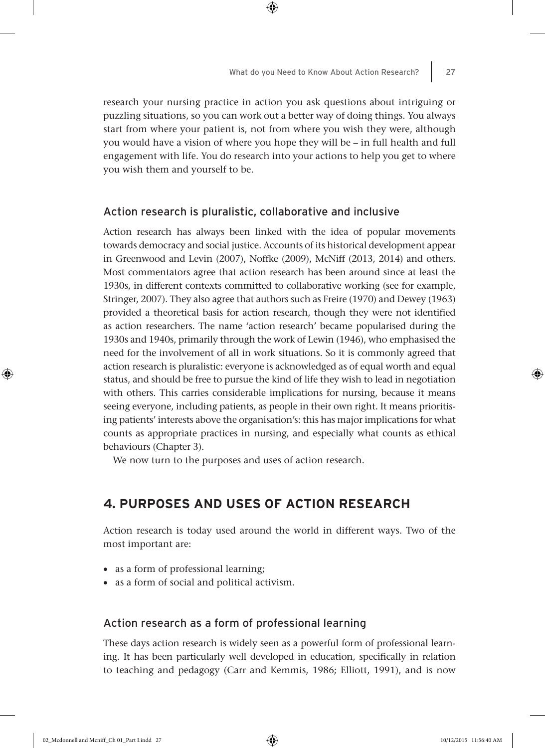research your nursing practice in action you ask questions about intriguing or puzzling situations, so you can work out a better way of doing things. You always start from where your patient is, not from where you wish they were, although you would have a vision of where you hope they will be – in full health and full engagement with life. You do research into your actions to help you get to where you wish them and yourself to be.

### Action research is pluralistic, collaborative and inclusive

Action research has always been linked with the idea of popular movements towards democracy and social justice. Accounts of its historical development appear in Greenwood and Levin (2007), Noffke (2009), McNiff (2013, 2014) and others. Most commentators agree that action research has been around since at least the 1930s, in different contexts committed to collaborative working (see for example, Stringer, 2007). They also agree that authors such as Freire (1970) and Dewey (1963) provided a theoretical basis for action research, though they were not identified as action researchers. The name 'action research' became popularised during the 1930s and 1940s, primarily through the work of Lewin (1946), who emphasised the need for the involvement of all in work situations. So it is commonly agreed that action research is pluralistic: everyone is acknowledged as of equal worth and equal status, and should be free to pursue the kind of life they wish to lead in negotiation with others. This carries considerable implications for nursing, because it means seeing everyone, including patients, as people in their own right. It means prioritising patients' interests above the organisation's: this has major implications for what counts as appropriate practices in nursing, and especially what counts as ethical behaviours (Chapter 3).

We now turn to the purposes and uses of action research.

## 4. PURPOSES AND USES OF ACTION RESEARCH

Action research is today used around the world in different ways. Two of the most important are:

- as a form of professional learning;
- as a form of social and political activism.

### Action research as a form of professional learning

These days action research is widely seen as a powerful form of professional learning. It has been particularly well developed in education, specifically in relation to teaching and pedagogy (Carr and Kemmis, 1986; Elliott, 1991), and is now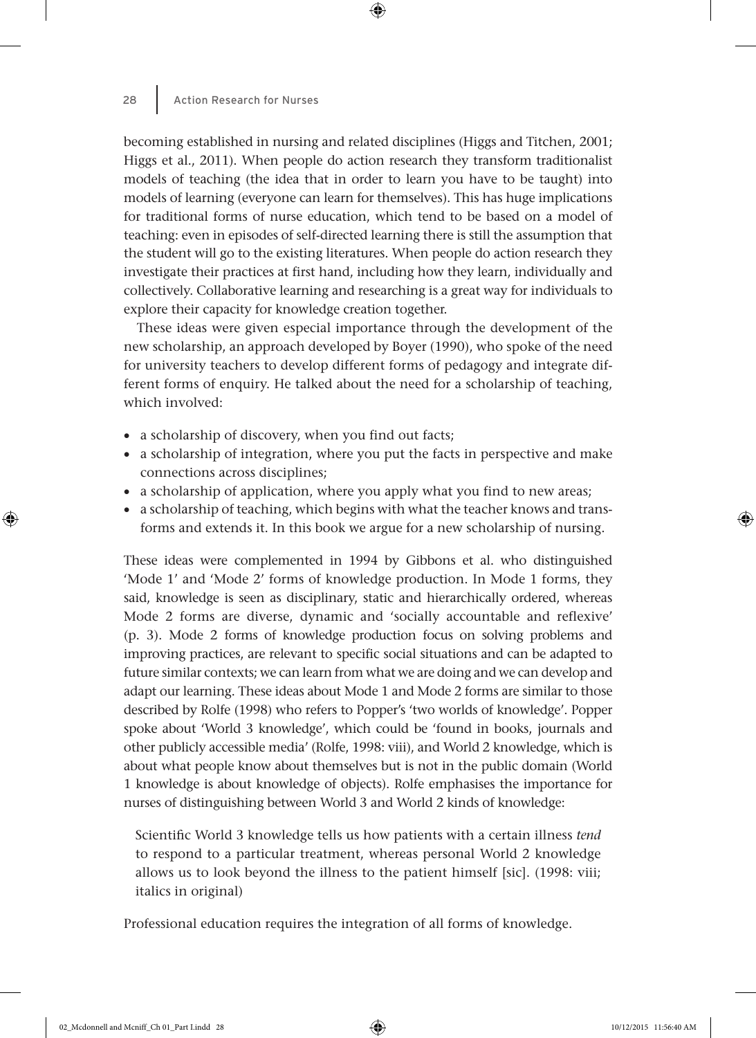becoming established in nursing and related disciplines (Higgs and Titchen, 2001; Higgs et al., 2011). When people do action research they transform traditionalist models of teaching (the idea that in order to learn you have to be taught) into models of learning (everyone can learn for themselves). This has huge implications for traditional forms of nurse education, which tend to be based on a model of teaching: even in episodes of self-directed learning there is still the assumption that the student will go to the existing literatures. When people do action research they investigate their practices at first hand, including how they learn, individually and collectively. Collaborative learning and researching is a great way for individuals to explore their capacity for knowledge creation together.

These ideas were given especial importance through the development of the new scholarship, an approach developed by Boyer (1990), who spoke of the need for university teachers to develop different forms of pedagogy and integrate different forms of enquiry. He talked about the need for a scholarship of teaching, which involved:

- a scholarship of discovery, when you find out facts;
- a scholarship of integration, where you put the facts in perspective and make connections across disciplines;
- a scholarship of application, where you apply what you find to new areas;
- a scholarship of teaching, which begins with what the teacher knows and transforms and extends it. In this book we argue for a new scholarship of nursing.

These ideas were complemented in 1994 by Gibbons et al. who distinguished 'Mode 1' and 'Mode 2' forms of knowledge production. In Mode 1 forms, they said, knowledge is seen as disciplinary, static and hierarchically ordered, whereas Mode 2 forms are diverse, dynamic and 'socially accountable and reflexive' (p. 3). Mode 2 forms of knowledge production focus on solving problems and improving practices, are relevant to specific social situations and can be adapted to future similar contexts; we can learn from what we are doing and we can develop and adapt our learning. These ideas about Mode 1 and Mode 2 forms are similar to those described by Rolfe (1998) who refers to Popper's 'two worlds of knowledge'. Popper spoke about 'World 3 knowledge', which could be 'found in books, journals and other publicly accessible media' (Rolfe, 1998: viii), and World 2 knowledge, which is about what people know about themselves but is not in the public domain (World 1 knowledge is about knowledge of objects). Rolfe emphasises the importance for nurses of distinguishing between World 3 and World 2 kinds of knowledge:

> Scientific World 3 knowledge tells us how patients with a certain illness *tend* to respond to a particular treatment, whereas personal World 2 knowledge allows us to look beyond the illness to the patient himself [sic]. (1998: viii; italics in original)

Professional education requires the integration of all forms of knowledge.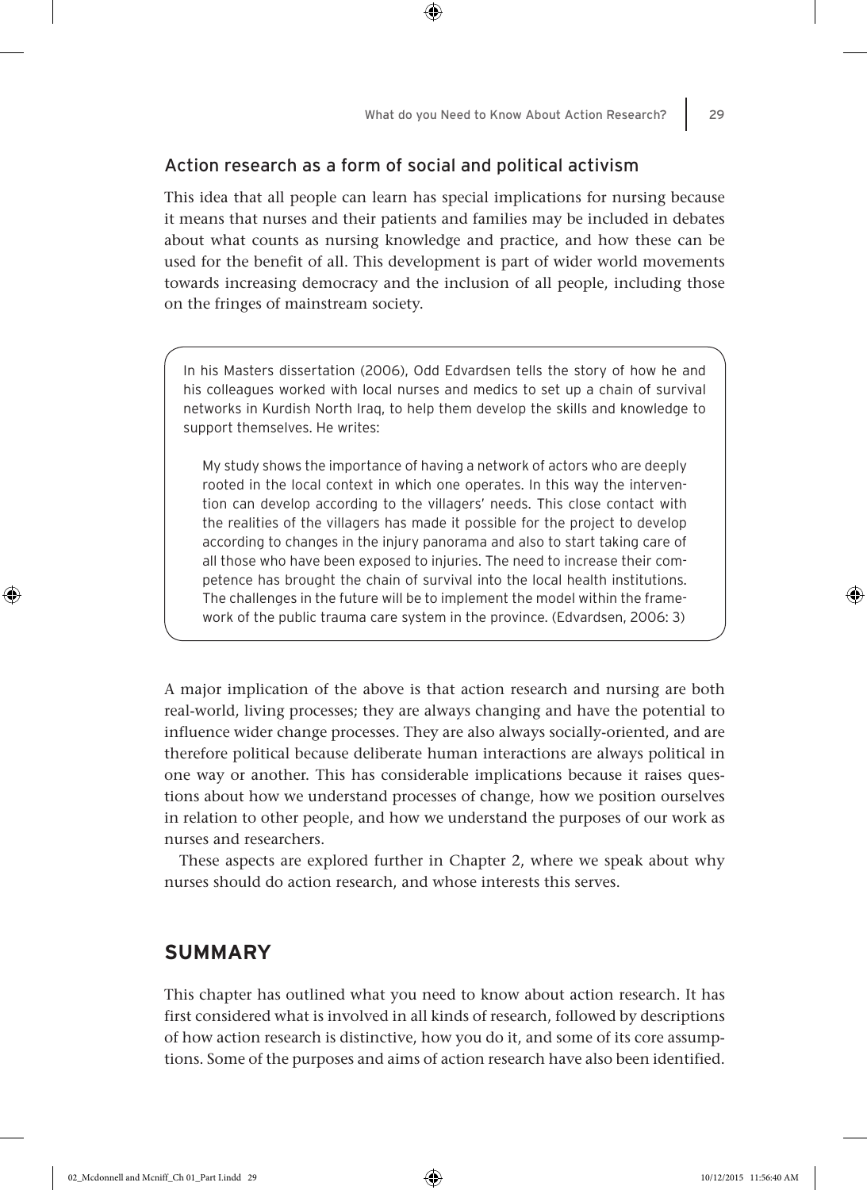### Action research as a form of social and political activism

This idea that all people can learn has special implications for nursing because it means that nurses and their patients and families may be included in debates about what counts as nursing knowledge and practice, and how these can be used for the benefit of all. This development is part of wider world movements towards increasing democracy and the inclusion of all people, including those on the fringes of mainstream society.

> In his Masters dissertation (2006), Odd Edvardsen tells the story of how he and his colleagues worked with local nurses and medics to set up a chain of survival networks in Kurdish North Iraq, to help them develop the skills and knowledge to support themselves. He writes:
>
> > My study shows the importance of having a network of actors who are deeply rooted in the local context in which one operates. In this way the intervention can develop according to the villagers' needs. This close contact with the realities of the villagers has made it possible for the project to develop according to changes in the injury panorama and also to start taking care of all those who have been exposed to injuries. The need to increase their competence has brought the chain of survival into the local health institutions. The challenges in the future will be to implement the model within the framework of the public trauma care system in the province. (Edvardsen, 2006: 3)

A major implication of the above is that action research and nursing are both real-world, living processes; they are always changing and have the potential to influence wider change processes. They are also always socially-oriented, and are therefore political because deliberate human interactions are always political in one way or another. This has considerable implications because it raises questions about how we understand processes of change, how we position ourselves in relation to other people, and how we understand the purposes of our work as nurses and researchers.

These aspects are explored further in Chapter 2, where we speak about why nurses should do action research, and whose interests this serves.

## SUMMARY

This chapter has outlined what you need to know about action research. It has first considered what is involved in all kinds of research, followed by descriptions of how action research is distinctive, how you do it, and some of its core assumptions. Some of the purposes and aims of action research have also been identified.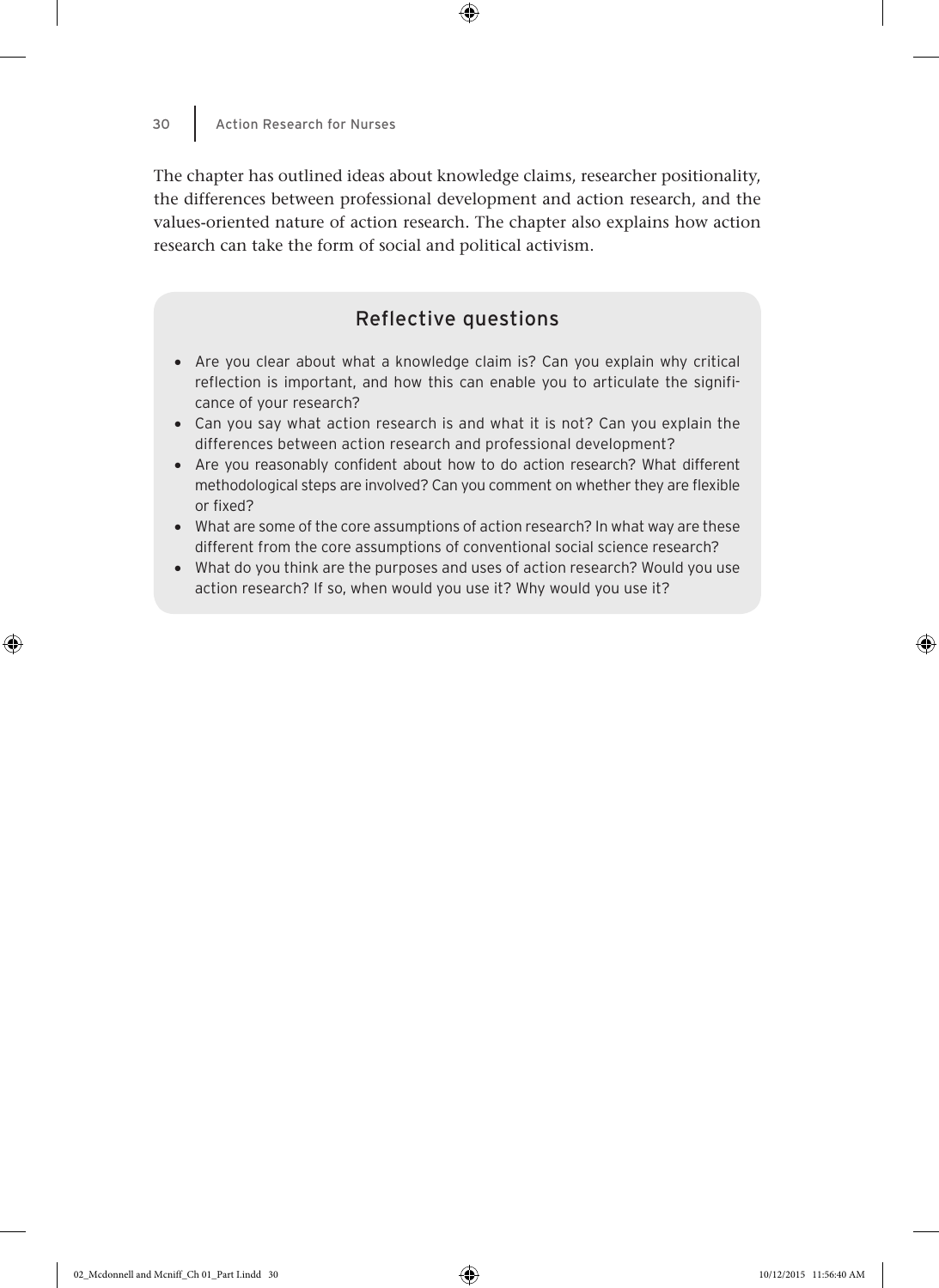The chapter has outlined ideas about knowledge claims, researcher positionality, the differences between professional development and action research, and the values-oriented nature of action research. The chapter also explains how action research can take the form of social and political activism.

## Reflective questions

- Are you clear about what a knowledge claim is? Can you explain why critical reflection is important, and how this can enable you to articulate the significance of your research?
- Can you say what action research is and what it is not? Can you explain the differences between action research and professional development?
- Are you reasonably confident about how to do action research? What different methodological steps are involved? Can you comment on whether they are flexible or fixed?
- What are some of the core assumptions of action research? In what way are these different from the core assumptions of conventional social science research?
- What do you think are the purposes and uses of action research? Would you use action research? If so, when would you use it? Why would you use it?